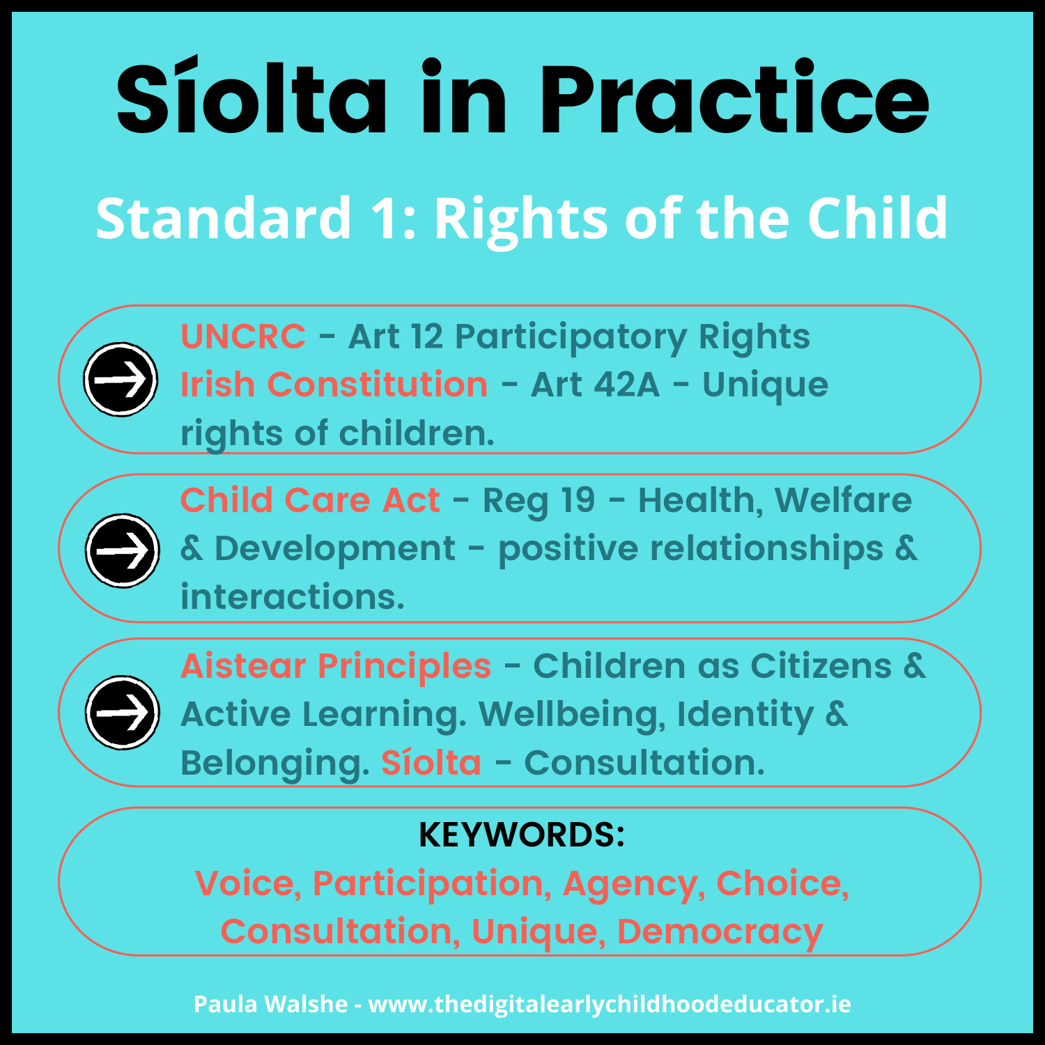# Síolta in Practice

## Standard 1: Rights of the Child

- **UNCRC** - Art 12 Participatory Rights
  **Irish Constitution** - Art 42A - Unique rights of children.

- **Child Care Act** - Reg 19 - Health, Welfare & Development - positive relationships & interactions.

- **Aistear Principles** - Children as Citizens & Active Learning. Wellbeing, Identity & Belonging. **Síolta** - Consultation.

**KEYWORDS:**

Voice, Participation, Agency, Choice, Consultation, Unique, Democracy

Paula Walshe - www.thedigitalearlychildhoodeducator.ie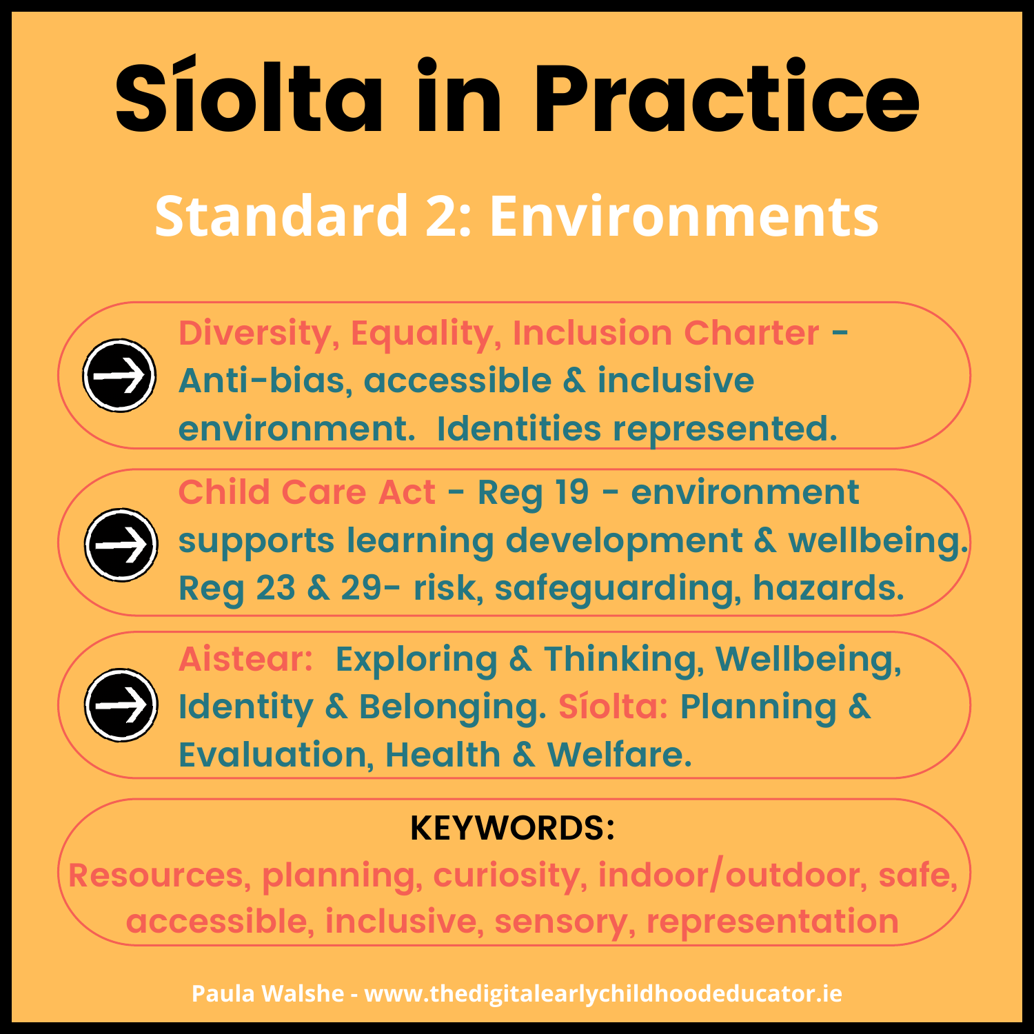# Síolta in Practice

## Standard 2: Environments

- **Diversity, Equality, Inclusion Charter** - Anti-bias, accessible & inclusive environment. Identities represented.
- **Child Care Act** - Reg 19 - environment supports learning development & wellbeing. Reg 23 & 29- risk, safeguarding, hazards.
- **Aistear:** Exploring & Thinking, Wellbeing, Identity & Belonging. **Síolta:** Planning & Evaluation, Health & Welfare.

**KEYWORDS:**

Resources, planning, curiosity, indoor/outdoor, safe, accessible, inclusive, sensory, representation

Paula Walshe - www.thedigitalearlychildhoodeducator.ie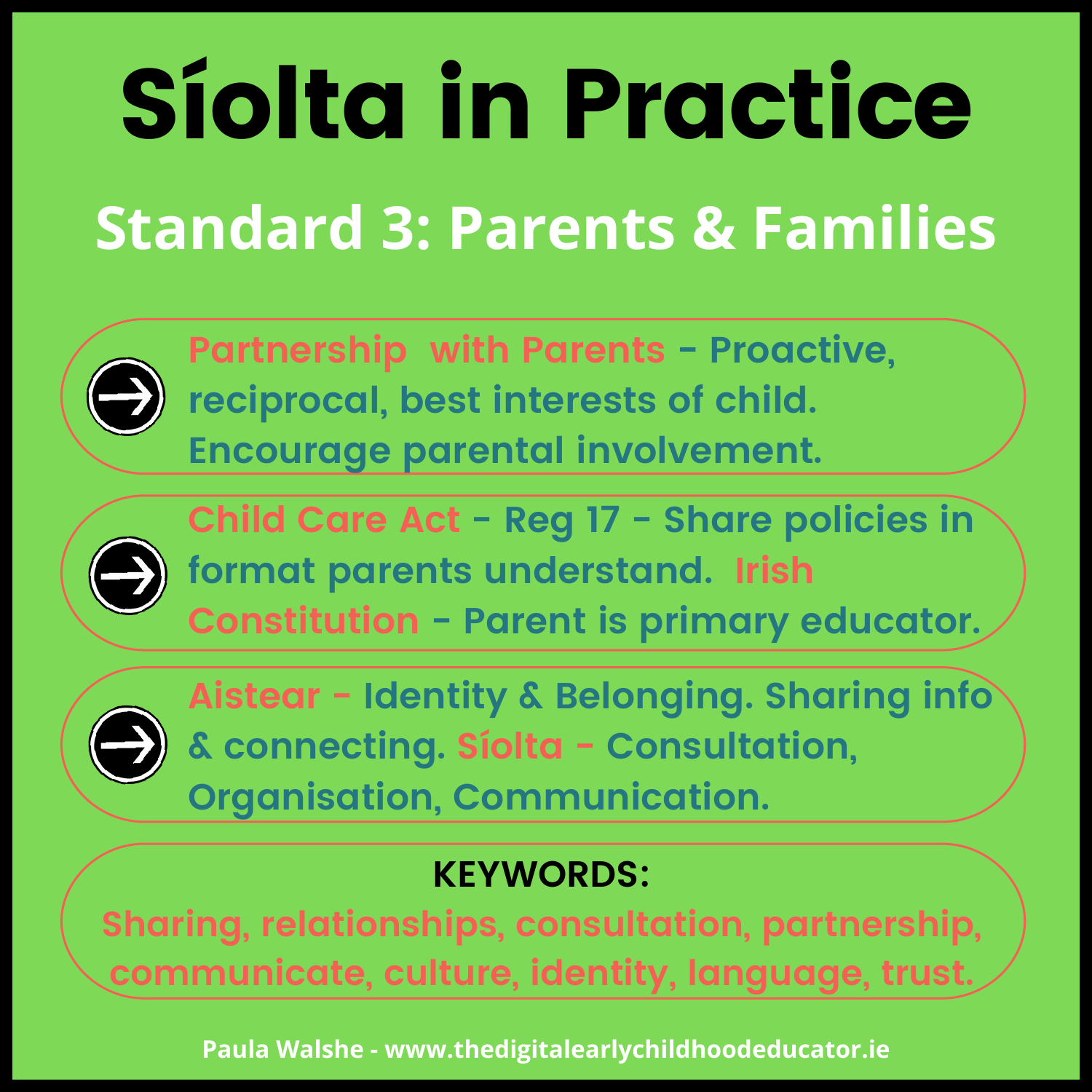# Síolta in Practice

## Standard 3: Parents & Families

- **Partnership with Parents** - Proactive, reciprocal, best interests of child. Encourage parental involvement.
- **Child Care Act** - Reg 17 - Share policies in format parents understand. **Irish Constitution** - Parent is primary educator.
- **Aistear** - Identity & Belonging. Sharing info & connecting. **Síolta** - Consultation, Organisation, Communication.

**KEYWORDS:**

Sharing, relationships, consultation, partnership, communicate, culture, identity, language, trust.

Paula Walshe - www.thedigitalearlychildhoodeducator.ie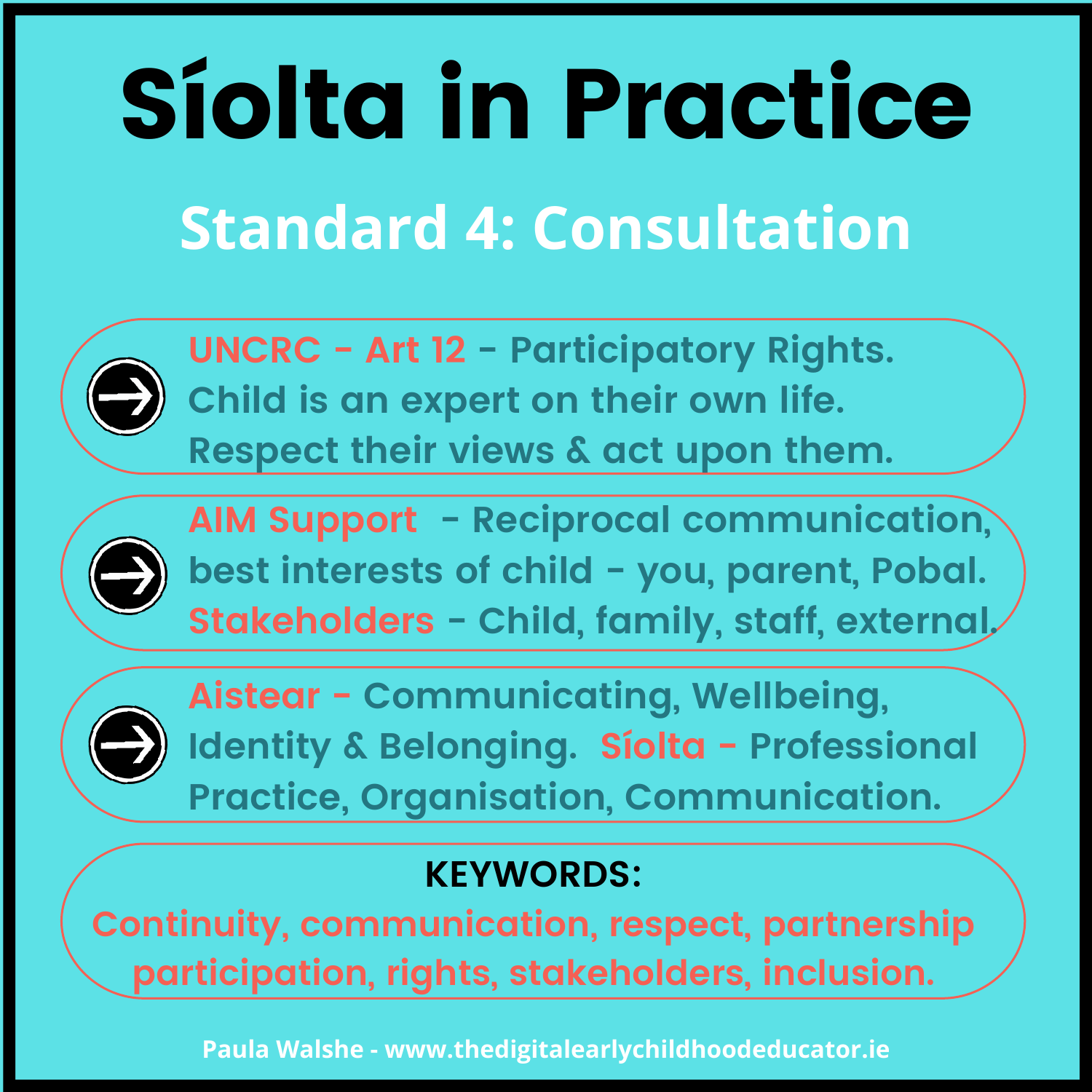# Síolta in Practice

## Standard 4: Consultation

- **UNCRC - Art 12** - Participatory Rights. Child is an expert on their own life. Respect their views & act upon them.
- **AIM Support** - Reciprocal communication, best interests of child - you, parent, Pobal. **Stakeholders** - Child, family, staff, external.
- **Aistear** - Communicating, Wellbeing, Identity & Belonging. **Síolta** - Professional Practice, Organisation, Communication.

**KEYWORDS:**

Continuity, communication, respect, partnership participation, rights, stakeholders, inclusion.

Paula Walshe - www.thedigitalearlychildhoodeducator.ie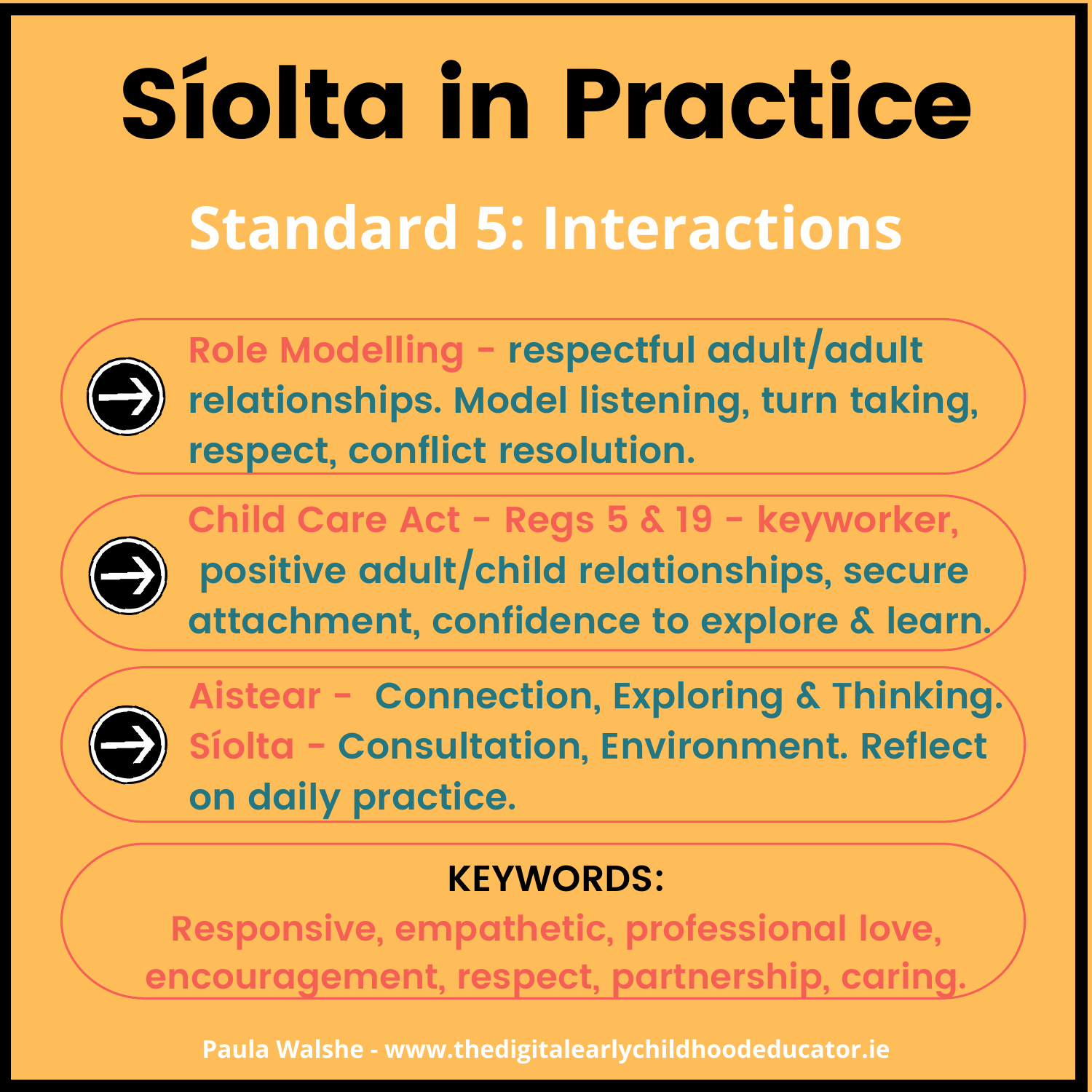# Síolta in Practice

## Standard 5: Interactions

- **Role Modelling** - respectful adult/adult relationships. Model listening, turn taking, respect, conflict resolution.
- **Child Care Act - Regs 5 & 19 - keyworker,** positive adult/child relationships, secure attachment, confidence to explore & learn.
- **Aistear** - Connection, Exploring & Thinking. **Síolta** - Consultation, Environment. Reflect on daily practice.

**KEYWORDS:**

Responsive, empathetic, professional love, encouragement, respect, partnership, caring.

Paula Walshe - www.thedigitalearlychildhoodeducator.ie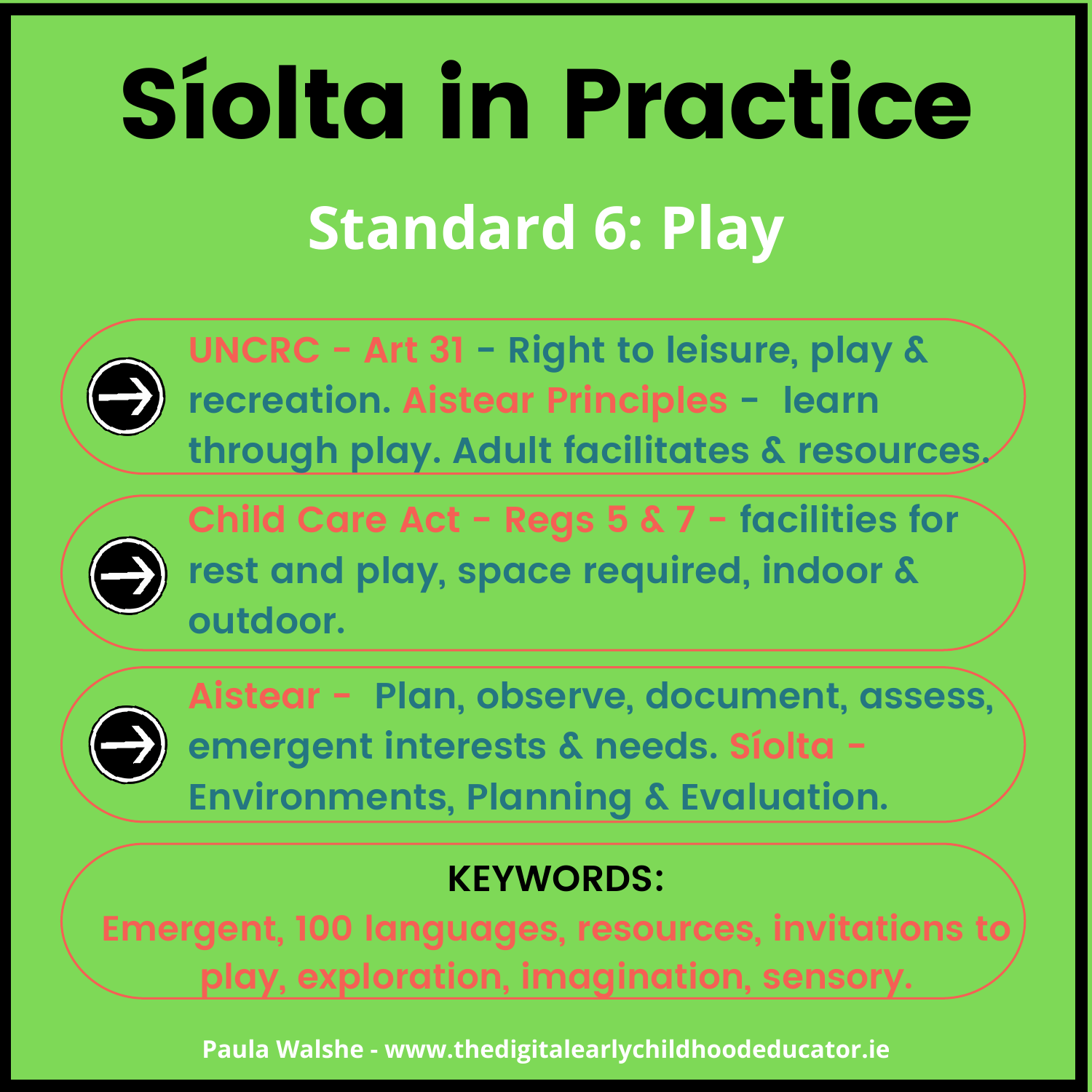# Síolta in Practice

## Standard 6: Play

- UNCRC - Art 31 - Right to leisure, play & recreation. Aistear Principles - learn through play. Adult facilitates & resources.
- Child Care Act - Regs 5 & 7 - facilities for rest and play, space required, indoor & outdoor.
- Aistear - Plan, observe, document, assess, emergent interests & needs. Síolta - Environments, Planning & Evaluation.

**KEYWORDS:**

Emergent, 100 languages, resources, invitations to play, exploration, imagination, sensory.

Paula Walshe - www.thedigitalearlychildhoodeducator.ie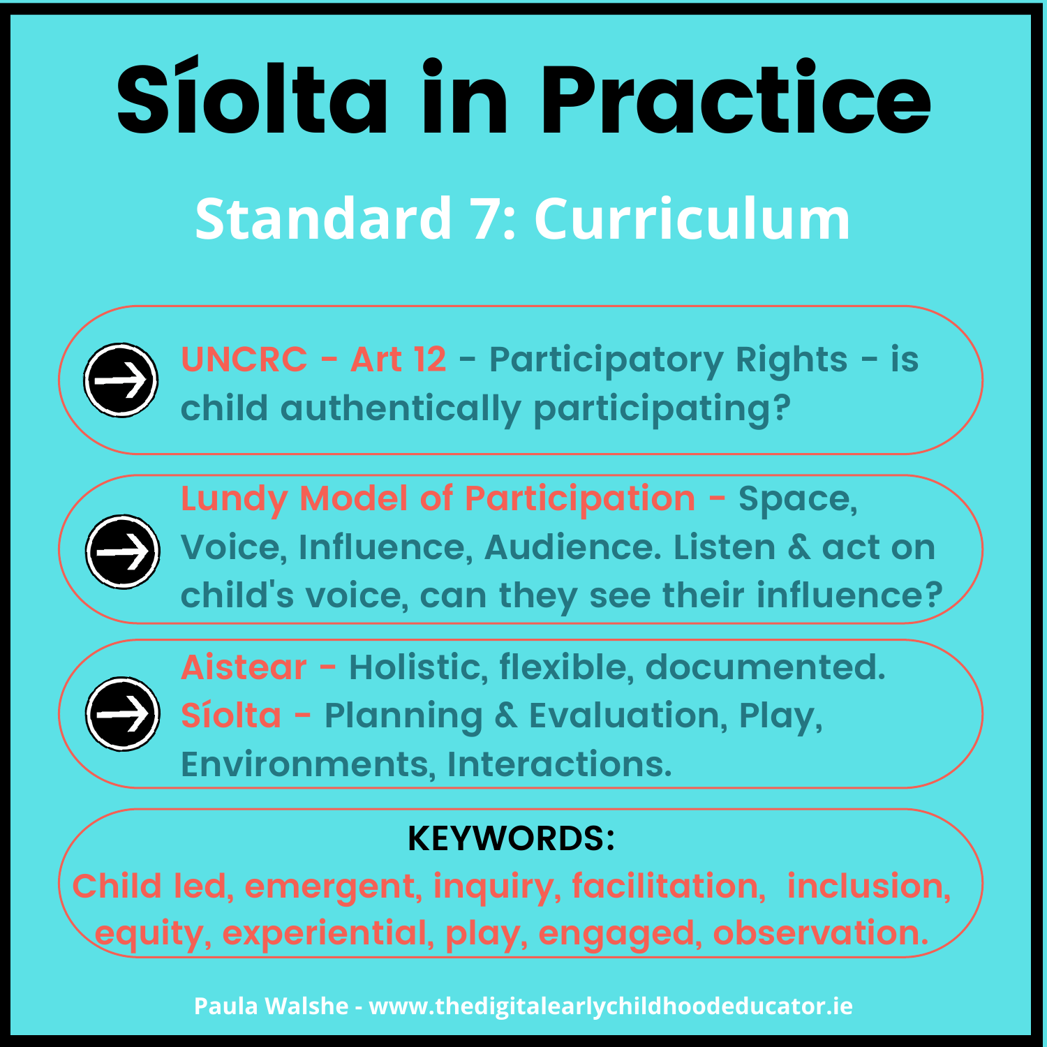# Síolta in Practice

## Standard 7: Curriculum

- **UNCRC - Art 12** - Participatory Rights - is child authentically participating?
- **Lundy Model of Participation** - Space, Voice, Influence, Audience. Listen & act on child's voice, can they see their influence?
- **Aistear** - Holistic, flexible, documented. **Síolta** - Planning & Evaluation, Play, Environments, Interactions.

**KEYWORDS:**

Child led, emergent, inquiry, facilitation, inclusion, equity, experiential, play, engaged, observation.

Paula Walshe - www.thedigitalearlychildhoodeducator.ie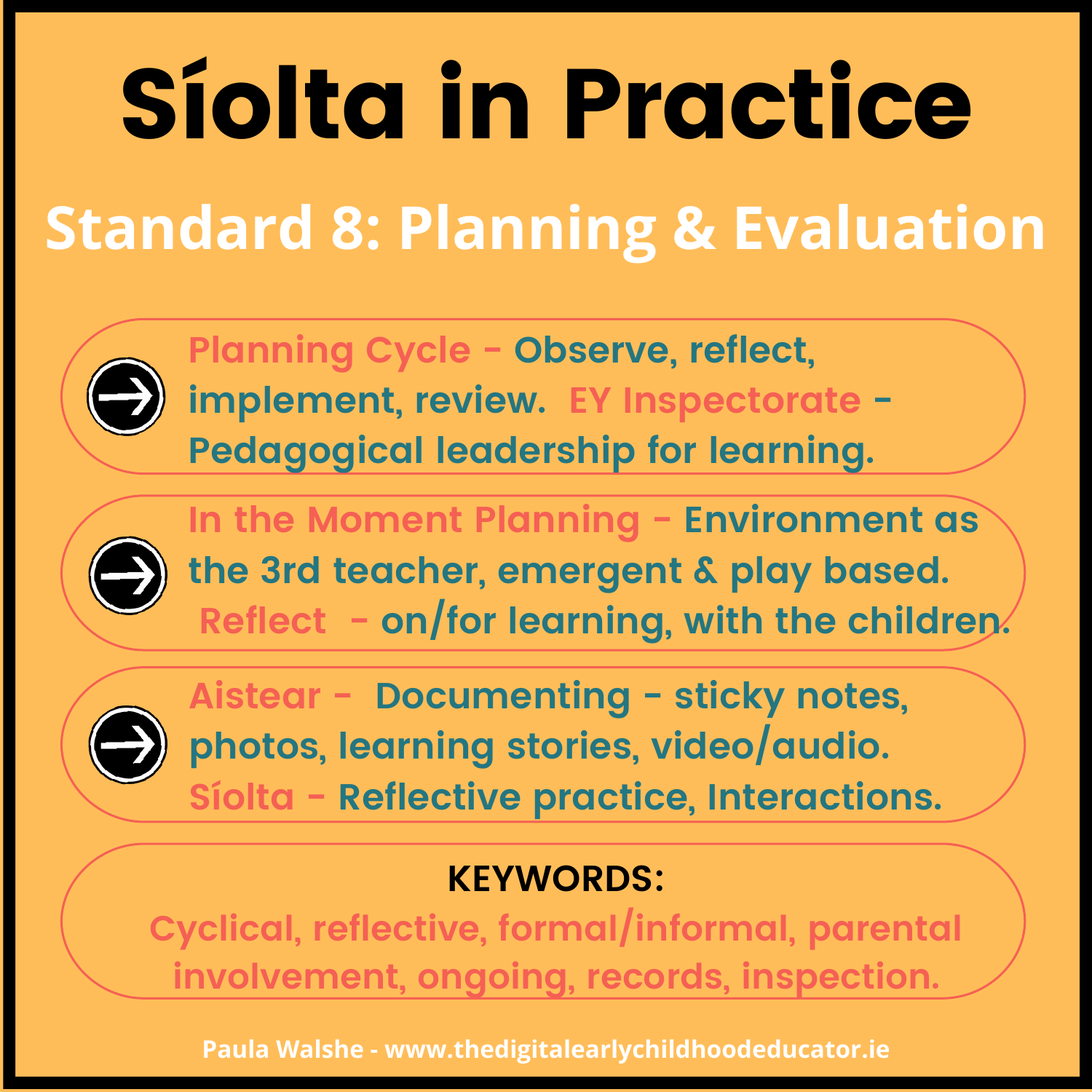# Síolta in Practice

## Standard 8: Planning & Evaluation

- **Planning Cycle** - Observe, reflect, implement, review. **EY Inspectorate** - Pedagogical leadership for learning.
- **In the Moment Planning** - Environment as the 3rd teacher, emergent & play based. **Reflect** - on/for learning, with the children.
- **Aistear** - Documenting - sticky notes, photos, learning stories, video/audio. **Síolta** - Reflective practice, Interactions.

**KEYWORDS:**

Cyclical, reflective, formal/informal, parental involvement, ongoing, records, inspection.

Paula Walshe - www.thedigitalearlychildhoodeducator.ie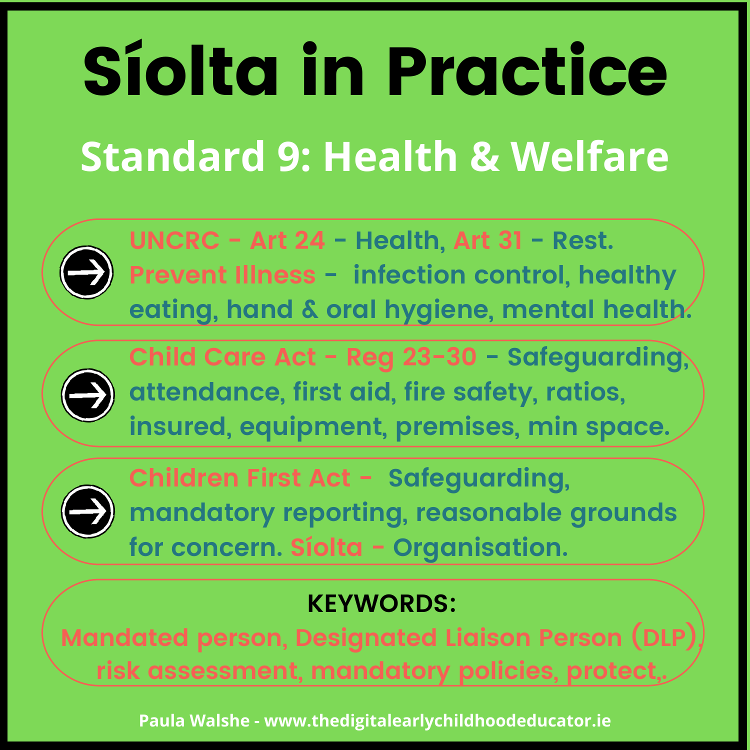# Síolta in Practice

## Standard 9: Health & Welfare

- UNCRC - Art 24 - Health, Art 31 - Rest. Prevent Illness - infection control, healthy eating, hand & oral hygiene, mental health.
- Child Care Act - Reg 23-30 - Safeguarding, attendance, first aid, fire safety, ratios, insured, equipment, premises, min space.
- Children First Act - Safeguarding, mandatory reporting, reasonable grounds for concern. Síolta - Organisation.

**KEYWORDS:**

Mandated person, Designated Liaison Person (DLP), risk assessment, mandatory policies, protect,.

Paula Walshe - www.thedigitalearlychildhoodeducator.ie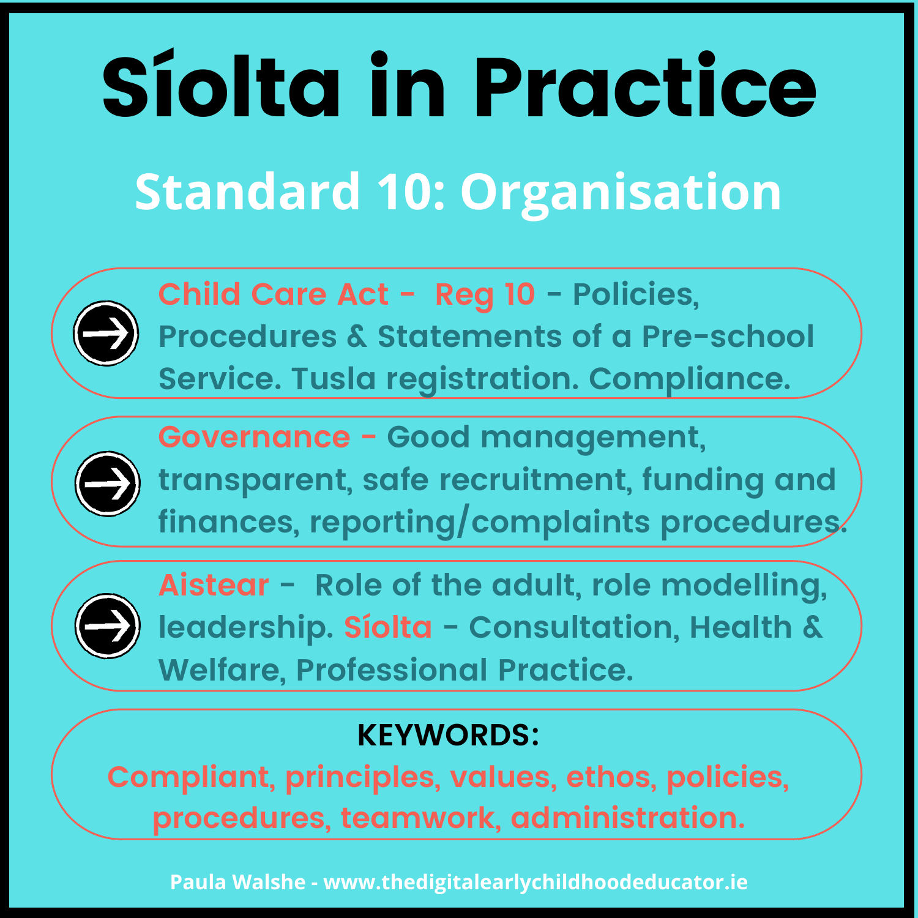# Síolta in Practice

## Standard 10: Organisation

- **Child Care Act - Reg 10** - Policies, Procedures & Statements of a Pre-school Service. Tusla registration. Compliance.
- **Governance** - Good management, transparent, safe recruitment, funding and finances, reporting/complaints procedures.
- **Aistear** - Role of the adult, role modelling, leadership. **Síolta** - Consultation, Health & Welfare, Professional Practice.

**KEYWORDS:**

**Compliant, principles, values, ethos, policies, procedures, teamwork, administration.**

Paula Walshe - www.thedigitalearlychildhoodeducator.ie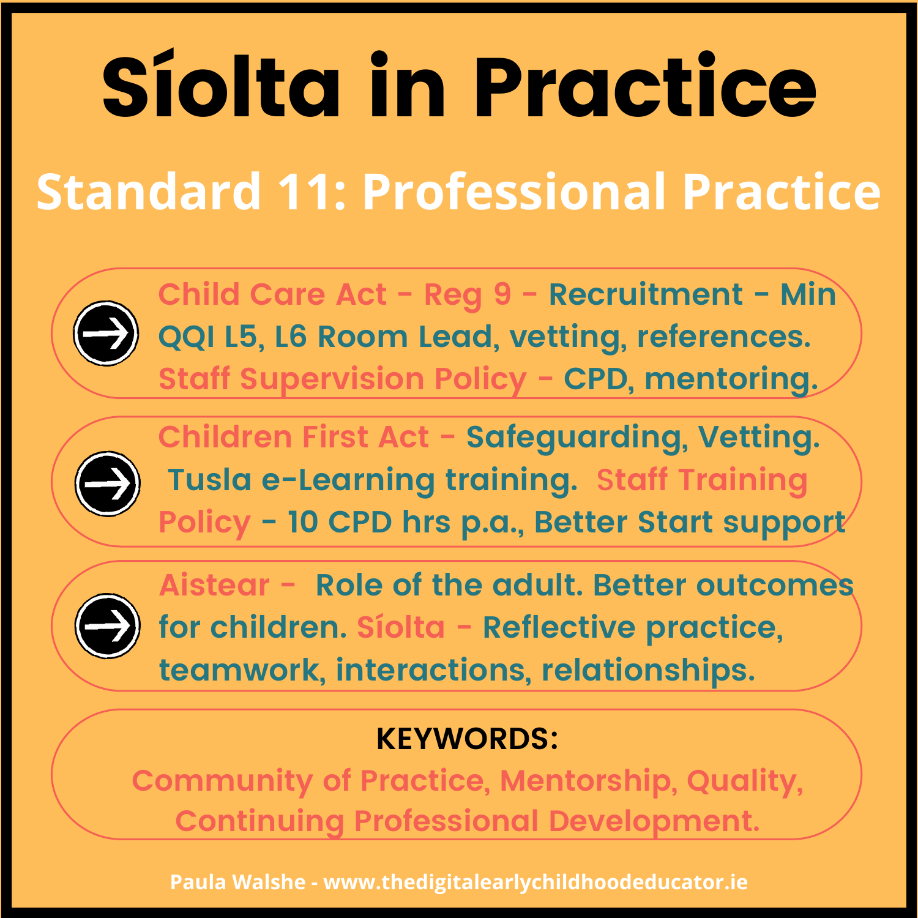# Síolta in Practice

## Standard 11: Professional Practice

- Child Care Act - Reg 9 - Recruitment - Min QQI L5, L6 Room Lead, vetting, references. Staff Supervision Policy - CPD, mentoring.
- Children First Act - Safeguarding, Vetting. Tusla e-Learning training. Staff Training Policy - 10 CPD hrs p.a., Better Start support
- Aistear - Role of the adult. Better outcomes for children. Síolta - Reflective practice, teamwork, interactions, relationships.

**KEYWORDS:**

Community of Practice, Mentorship, Quality, Continuing Professional Development.

Paula Walshe - www.thedigitalearlychildhoodeducator.ie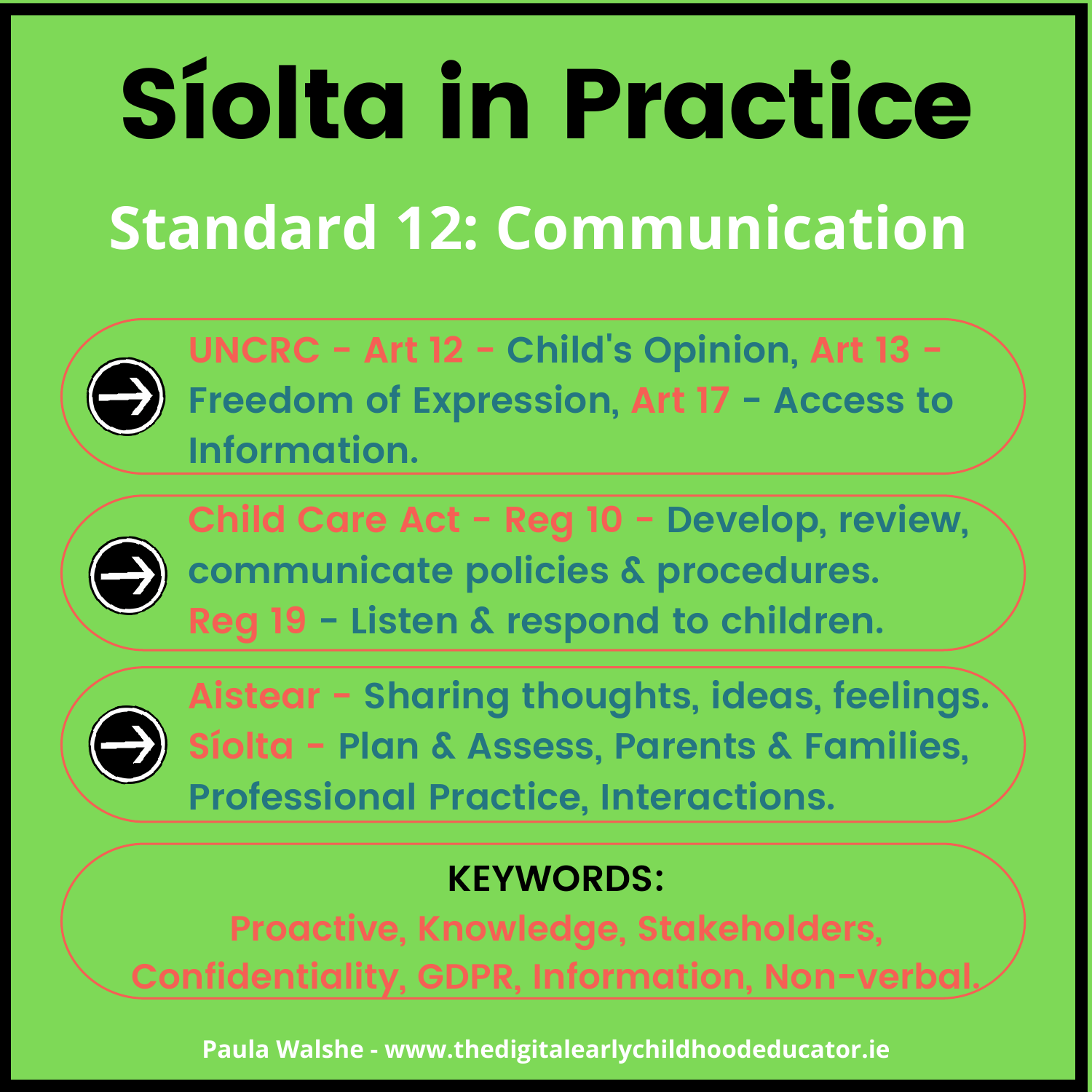# Síolta in Practice

## Standard 12: Communication

- UNCRC - Art 12 - Child's Opinion, Art 13 - Freedom of Expression, Art 17 - Access to Information.
- Child Care Act - Reg 10 - Develop, review, communicate policies & procedures. Reg 19 - Listen & respond to children.
- Aistear - Sharing thoughts, ideas, feelings. Síolta - Plan & Assess, Parents & Families, Professional Practice, Interactions.

**KEYWORDS:**

Proactive, Knowledge, Stakeholders, Confidentiality, GDPR, Information, Non-verbal.

Paula Walshe - www.thedigitalearlychildhoodeducator.ie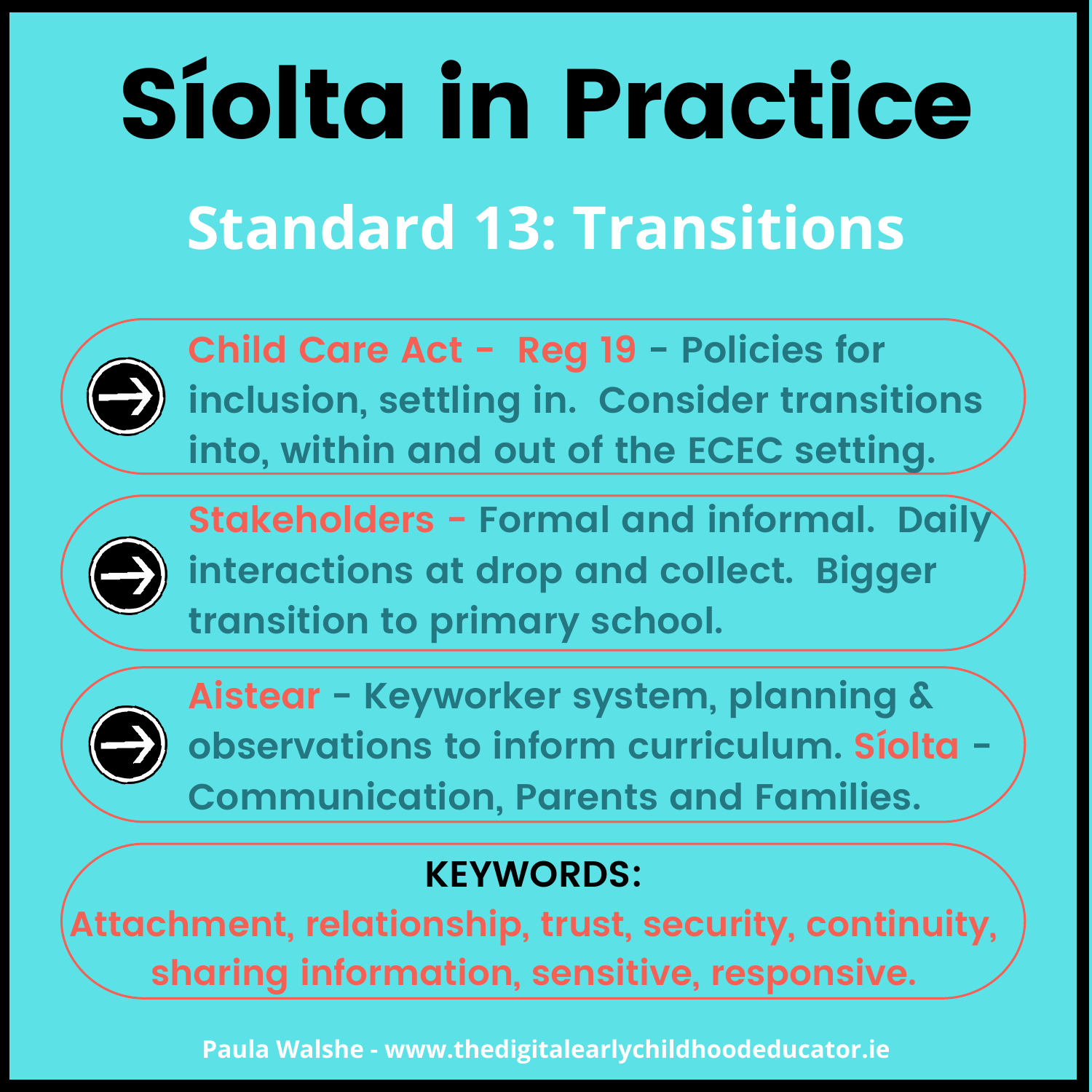# Síolta in Practice

## Standard 13: Transitions

- **Child Care Act - Reg 19** - Policies for inclusion, settling in. Consider transitions into, within and out of the ECEC setting.
- **Stakeholders** - Formal and informal. Daily interactions at drop and collect. Bigger transition to primary school.
- **Aistear** - Keyworker system, planning & observations to inform curriculum. **Síolta** - Communication, Parents and Families.

**KEYWORDS:**

Attachment, relationship, trust, security, continuity, sharing information, sensitive, responsive.

Paula Walshe - www.thedigitalearlychildhoodeducator.ie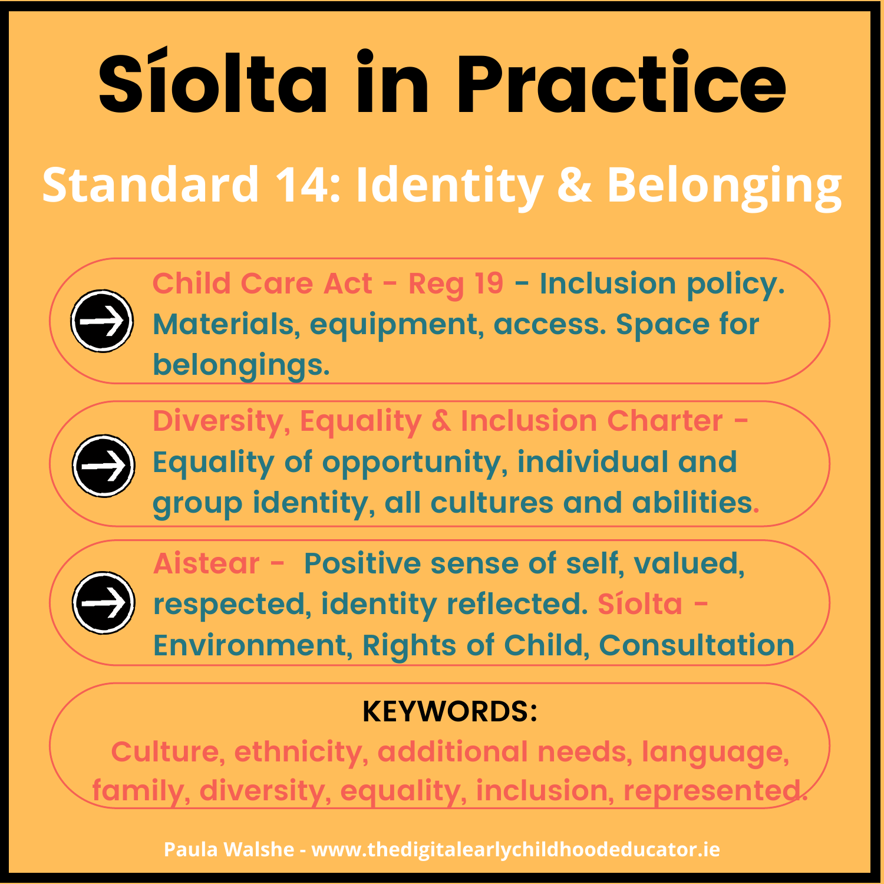# Síolta in Practice

## Standard 14: Identity & Belonging

- **Child Care Act - Reg 19** - Inclusion policy. Materials, equipment, access. Space for belongings.
- **Diversity, Equality & Inclusion Charter** - Equality of opportunity, individual and group identity, all cultures and abilities.
- **Aistear** - Positive sense of self, valued, respected, identity reflected. **Síolta** - Environment, Rights of Child, Consultation

**KEYWORDS:**

Culture, ethnicity, additional needs, language, family, diversity, equality, inclusion, represented.

Paula Walshe - www.thedigitalearlychildhoodeducator.ie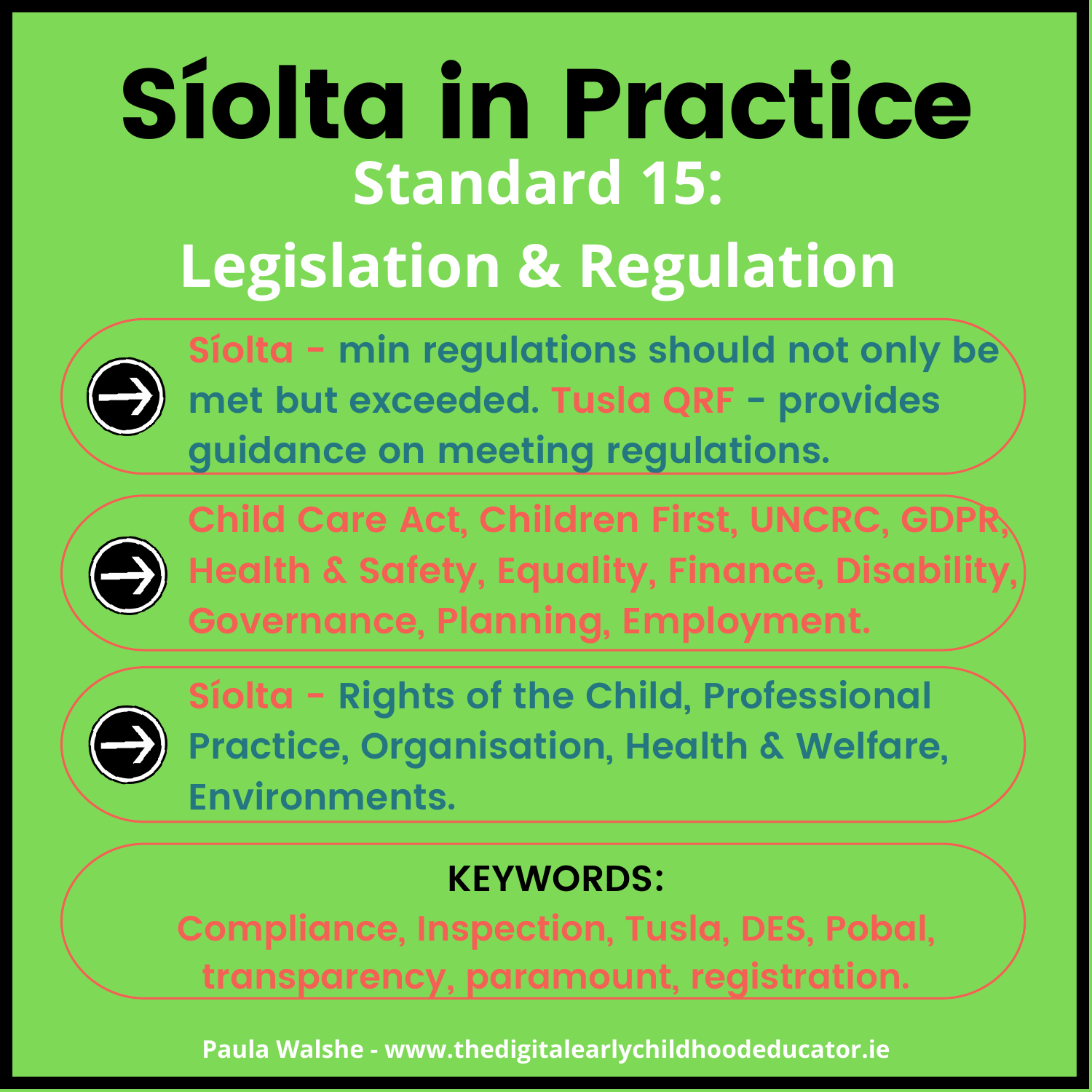# Síolta in Practice

## Standard 15: Legislation & Regulation

- **Síolta** - min regulations should not only be met but exceeded. **Tusla QRF** - provides guidance on meeting regulations.
- Child Care Act, Children First, UNCRC, GDPR, Health & Safety, Equality, Finance, Disability, Governance, Planning, Employment.
- **Síolta** - Rights of the Child, Professional Practice, Organisation, Health & Welfare, Environments.

**KEYWORDS:**

Compliance, Inspection, Tusla, DES, Pobal, transparency, paramount, registration.

Paula Walshe - www.thedigitalearlychildhoodeducator.ie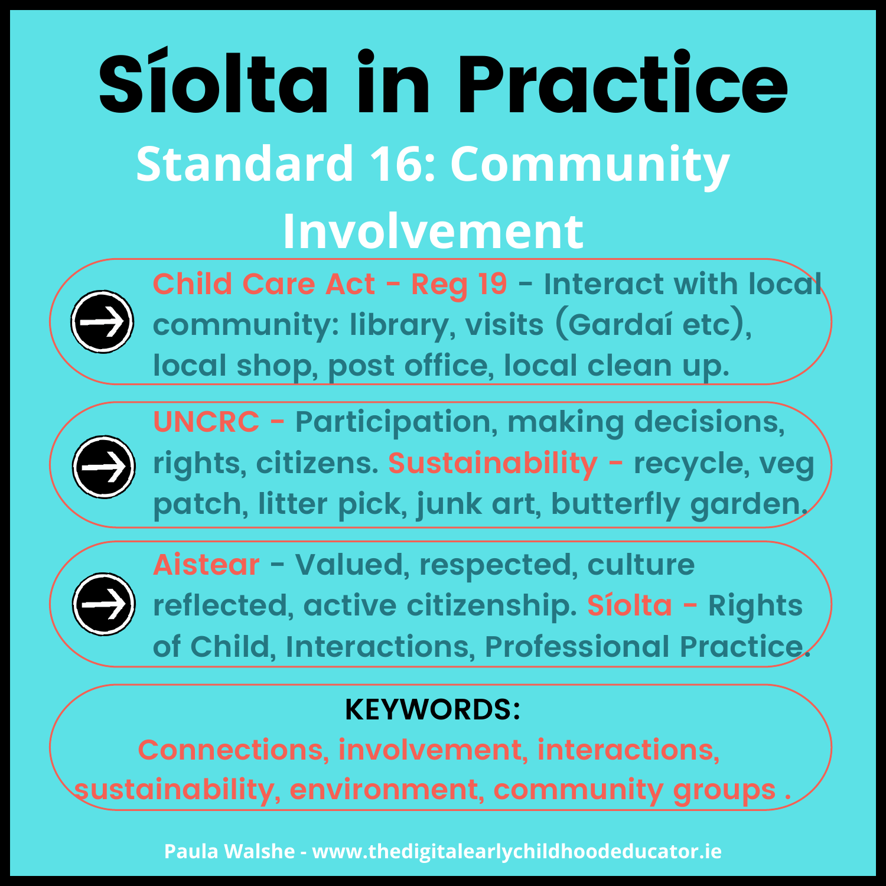# Síolta in Practice

## Standard 16: Community Involvement

- **Child Care Act - Reg 19** - Interact with local community: library, visits (Gardaí etc), local shop, post office, local clean up.
- **UNCRC** - Participation, making decisions, rights, citizens. **Sustainability** - recycle, veg patch, litter pick, junk art, butterfly garden.
- **Aistear** - Valued, respected, culture reflected, active citizenship. **Síolta** - Rights of Child, Interactions, Professional Practice.

**KEYWORDS:**

Connections, involvement, interactions, sustainability, environment, community groups .

Paula Walshe - www.thedigitalearlychildhoodeducator.ie